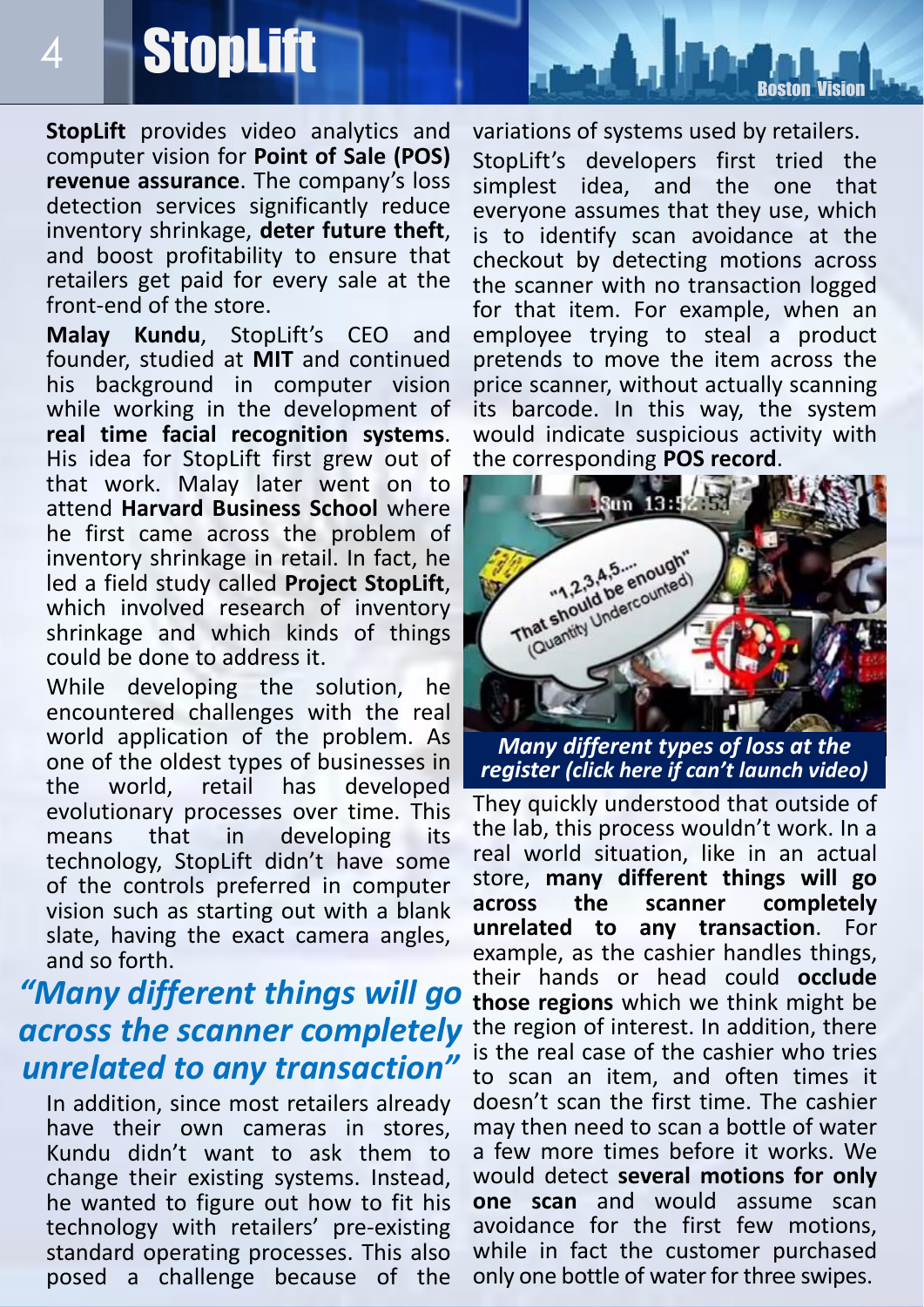# StopLift

**StopLift** provides video analytics and computer vision for **Point of Sale (POS) revenue assurance**. The company's loss detection services significantly reduce inventory shrinkage, **deter future theft**, and boost profitability to ensure that retailers get paid for every sale at the front-end of the store.

**Malay Kundu**, StopLift's CEO and founder, studied at **MIT** and continued his background in computer vision while working in the development of **real time facial recognition systems**. His idea for StopLift first grew out of that work. Malay later went on to attend **Harvard Business School** where he first came across the problem of inventory shrinkage in retail. In fact, he led a field study called **Project StopLift**, which involved research of inventory shrinkage and which kinds of things could be done to address it.

While developing the solution, he encountered challenges with the real world application of the problem. As one of the oldest types of businesses in the world, retail has developed evolutionary processes over time. This means that in developing its technology, StopLift didn't have some of the controls preferred in computer vision such as starting out with a blank slate, having the exact camera angles, and so forth.

*"Many different things will go across the scanner completely unrelated to any transaction"*

In addition, since most retailers already have their own cameras in stores, Kundu didn't want to ask them to change their existing systems. Instead, he wanted to figure out how to fit his technology with retailers' pre-existing standard operating processes. This also posed a challenge because of the variations of systems used by retailers.

StopLift's developers first tried the simplest idea, and the one that everyone assumes that they use, which is to identify scan avoidance at the checkout by detecting motions across the scanner with no transaction logged for that item. For example, when an employee trying to steal a product pretends to move the item across the price scanner, without actually scanning its barcode. In this way, the system would indicate suspicious activity with the corresponding **POS record**.

*Many different types of loss at the register (click here if can't launch video)*

They quickly understood that outside of the lab, this process wouldn't work. In a real world situation, like in an actual store, **many different things will go across the scanner completely unrelated to any transaction**. For example, as the cashier handles things, their hands or head could **occlude those regions** which we think might be the region of interest. In addition, there is the real case of the cashier who tries to scan an item, and often times it doesn't scan the first time. The cashier may then need to scan a bottle of water a few more times before it works. We would detect **several motions for only one scan** and would assume scan avoidance for the first few motions, while in fact the customer purchased only one bottle of water for three swipes.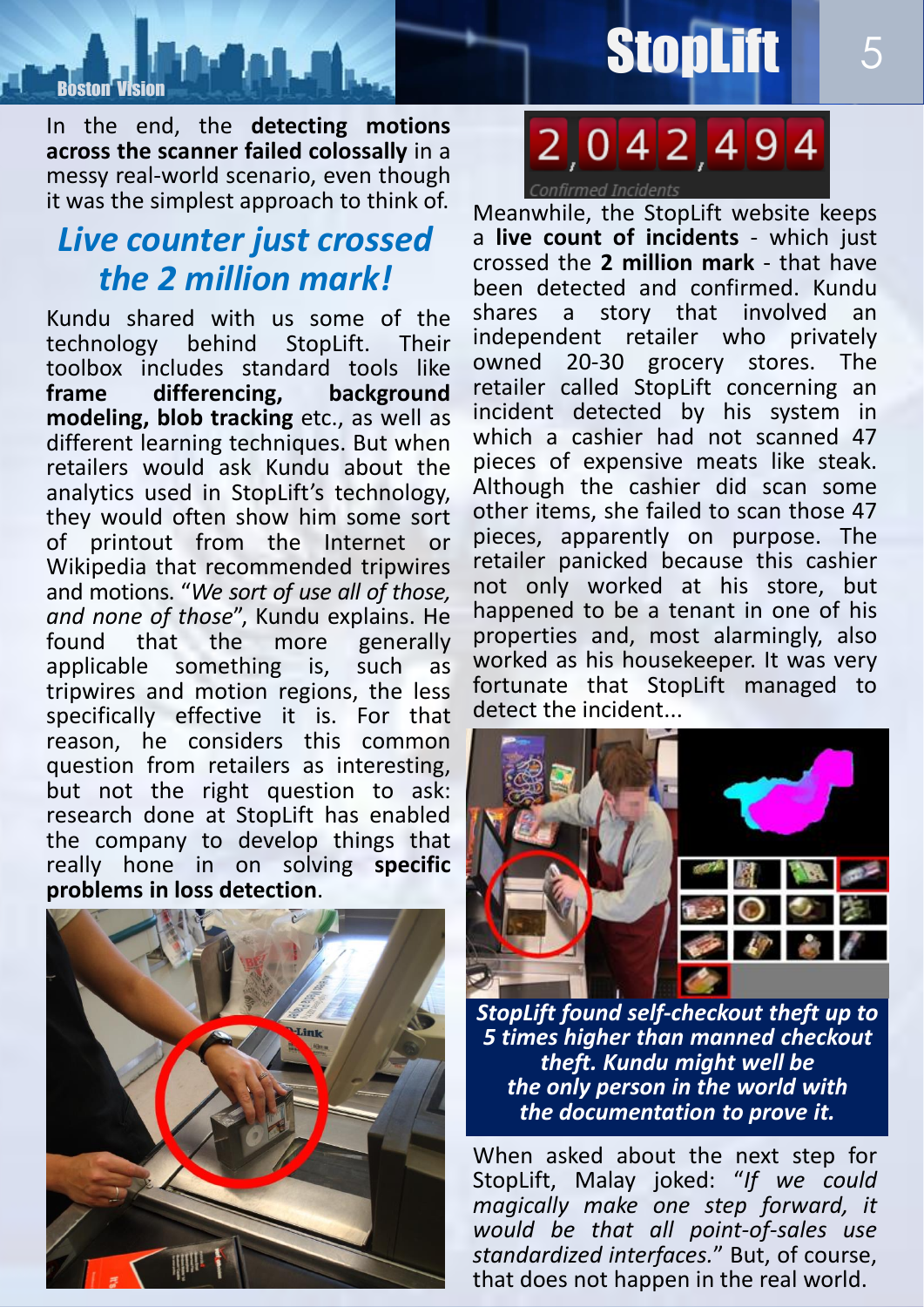In the end, the **detecting motions across the scanner failed colossally** in a messy real-world scenario, even though it was the simplest approach to think of.

## *Live counter just crossed the 2 million mark!*

Kundu shared with us some of the technology behind StopLift. Their toolbox includes standard tools like **frame differencing, background modeling, blob tracking** etc., as well as different learning techniques. But when retailers would ask Kundu about the analytics used in StopLift's technology, they would often show him some sort of printout from the Internet or Wikipedia that recommended tripwires and motions. "*We sort of use all of those, and none of those*", Kundu explains. He found that the more generally applicable something is, such as tripwires and motion regions, the less specifically effective it is. For that reason, he considers this common question from retailers as interesting, but not the right question to ask: research done at StopLift has enabled the company to develop things that really hone in on solving **specific problems in loss detection**.

2,042,494

Confirmed Incidents

Meanwhile, the StopLift website keeps a **live count of incidents** - which just crossed the **2 million mark** - that have been detected and confirmed. Kundu shares a story that involved an independent retailer who privately owned 20-30 grocery stores. The retailer called StopLift concerning an incident detected by his system in which a cashier had not scanned 47 pieces of expensive meats like steak. Although the cashier did scan some other items, she failed to scan those 47 pieces, apparently on purpose. The retailer panicked because this cashier not only worked at his store, but happened to be a tenant in one of his properties and, most alarmingly, also worked as his housekeeper. It was very fortunate that StopLift managed to detect the incident...

***StopLift found self-checkout theft up to 5 times higher than manned checkout theft. Kundu might well be the only person in the world with the documentation to prove it.***

When asked about the next step for StopLift, Malay joked: "*If we could magically make one step forward, it would be that all point-of-sales use standardized interfaces.*" But, of course, that does not happen in the real world.